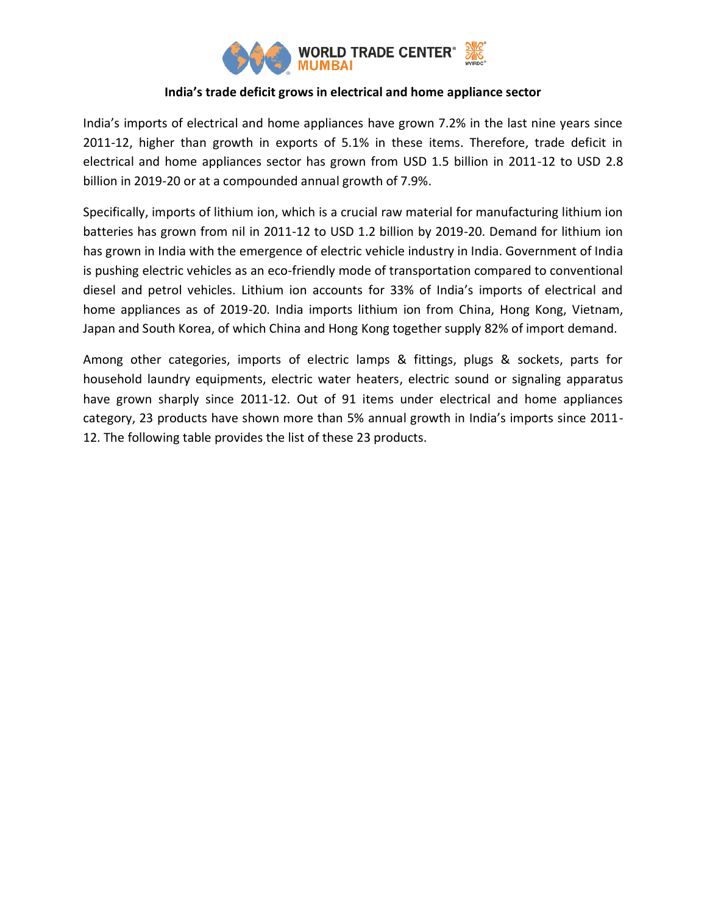## India's trade deficit grows in electrical and home appliance sector

India's imports of electrical and home appliances have grown 7.2% in the last nine years since 2011-12, higher than growth in exports of 5.1% in these items. Therefore, trade deficit in electrical and home appliances sector has grown from USD 1.5 billion in 2011-12 to USD 2.8 billion in 2019-20 or at a compounded annual growth of 7.9%.

Specifically, imports of lithium ion, which is a crucial raw material for manufacturing lithium ion batteries has grown from nil in 2011-12 to USD 1.2 billion by 2019-20. Demand for lithium ion has grown in India with the emergence of electric vehicle industry in India. Government of India is pushing electric vehicles as an eco-friendly mode of transportation compared to conventional diesel and petrol vehicles. Lithium ion accounts for 33% of India's imports of electrical and home appliances as of 2019-20. India imports lithium ion from China, Hong Kong, Vietnam, Japan and South Korea, of which China and Hong Kong together supply 82% of import demand.

Among other categories, imports of electric lamps & fittings, plugs & sockets, parts for household laundry equipments, electric water heaters, electric sound or signaling apparatus have grown sharply since 2011-12. Out of 91 items under electrical and home appliances category, 23 products have shown more than 5% annual growth in India's imports since 2011-12. The following table provides the list of these 23 products.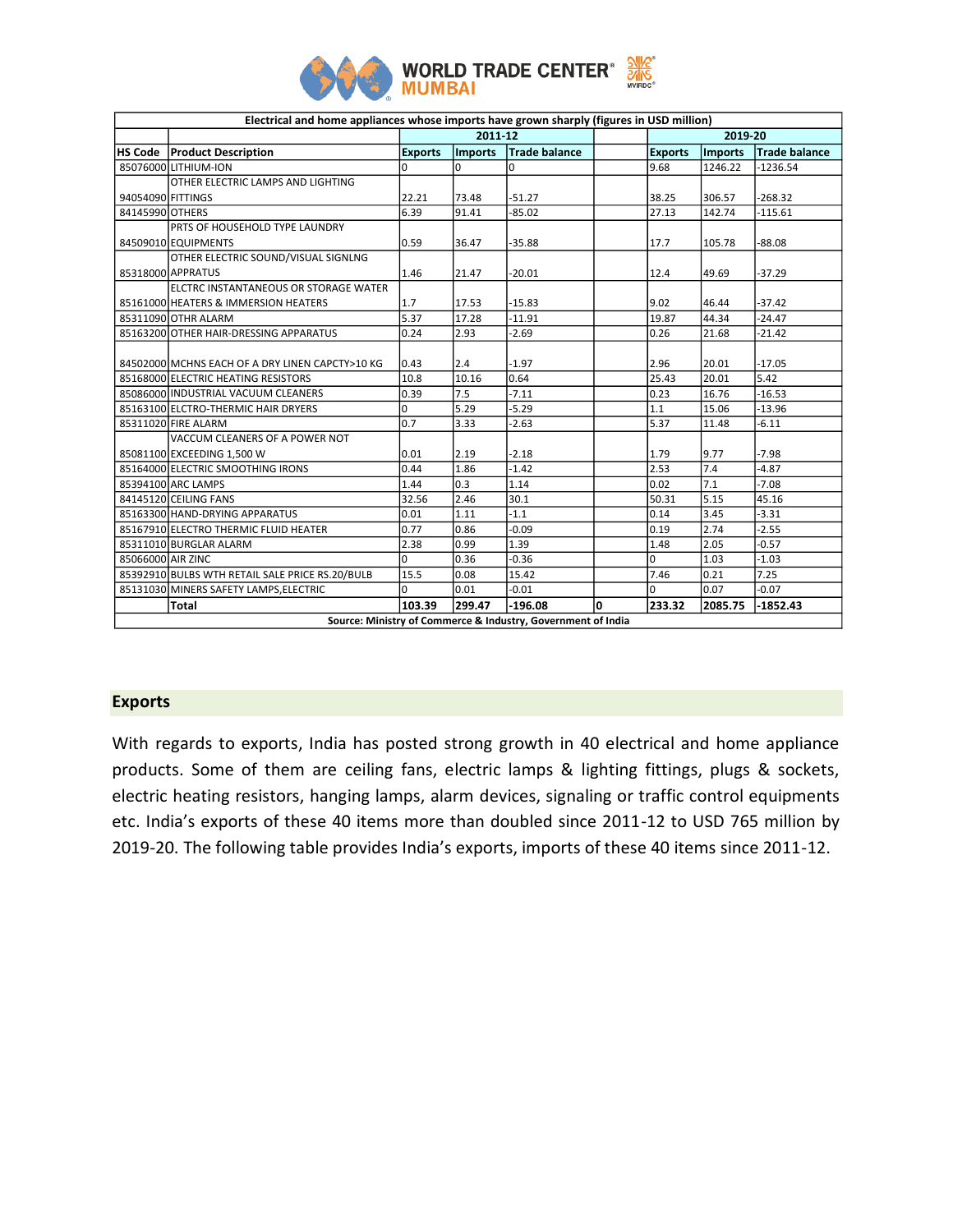| Electrical and home appliances whose imports have grown sharply (figures in USD million) | | | | | | | | |
|---|---|---|---|---|---|---|---|---|
| | | 2011-12 | | | | 2019-20 | | |
| HS Code | Product Description | Exports | Imports | Trade balance | | Exports | Imports | Trade balance |
| 85076000 | LITHIUM-ION | 0 | 0 | 0 | | 9.68 | 1246.22 | -1236.54 |
| 94054090 | OTHER ELECTRIC LAMPS AND LIGHTING FITTINGS | 22.21 | 73.48 | -51.27 | | 38.25 | 306.57 | -268.32 |
| 84145990 | OTHERS | 6.39 | 91.41 | -85.02 | | 27.13 | 142.74 | -115.61 |
| 84509010 | PRTS OF HOUSEHOLD TYPE LAUNDRY EQUIPMENTS | 0.59 | 36.47 | -35.88 | | 17.7 | 105.78 | -88.08 |
| 85318000 | OTHER ELECTRIC SOUND/VISUAL SIGNLNG APPRATUS | 1.46 | 21.47 | -20.01 | | 12.4 | 49.69 | -37.29 |
| 85161000 | ELCTRC INSTANTANEOUS OR STORAGE WATER HEATERS & IMMERSION HEATERS | 1.7 | 17.53 | -15.83 | | 9.02 | 46.44 | -37.42 |
| 85311090 | OTHR ALARM | 5.37 | 17.28 | -11.91 | | 19.87 | 44.34 | -24.47 |
| 85163200 | OTHER HAIR-DRESSING APPARATUS | 0.24 | 2.93 | -2.69 | | 0.26 | 21.68 | -21.42 |
| 84502000 | MCHNS EACH OF A DRY LINEN CAPCTY>10 KG | 0.43 | 2.4 | -1.97 | | 2.96 | 20.01 | -17.05 |
| 85168000 | ELECTRIC HEATING RESISTORS | 10.8 | 10.16 | 0.64 | | 25.43 | 20.01 | 5.42 |
| 85086000 | INDUSTRIAL VACUUM CLEANERS | 0.39 | 7.5 | -7.11 | | 0.23 | 16.76 | -16.53 |
| 85163100 | ELCTRO-THERMIC HAIR DRYERS | 0 | 5.29 | -5.29 | | 1.1 | 15.06 | -13.96 |
| 85311020 | FIRE ALARM | 0.7 | 3.33 | -2.63 | | 5.37 | 11.48 | -6.11 |
| 85081100 | VACCUM CLEANERS OF A POWER NOT EXCEEDING 1,500 W | 0.01 | 2.19 | -2.18 | | 1.79 | 9.77 | -7.98 |
| 85164000 | ELECTRIC SMOOTHING IRONS | 0.44 | 1.86 | -1.42 | | 2.53 | 7.4 | -4.87 |
| 85394100 | ARC LAMPS | 1.44 | 0.3 | 1.14 | | 0.02 | 7.1 | -7.08 |
| 84145120 | CEILING FANS | 32.56 | 2.46 | 30.1 | | 50.31 | 5.15 | 45.16 |
| 85163300 | HAND-DRYING APPARATUS | 0.01 | 1.11 | -1.1 | | 0.14 | 3.45 | -3.31 |
| 85167910 | ELECTRO THERMIC FLUID HEATER | 0.77 | 0.86 | -0.09 | | 0.19 | 2.74 | -2.55 |
| 85311010 | BURGLAR ALARM | 2.38 | 0.99 | 1.39 | | 1.48 | 2.05 | -0.57 |
| 85066000 | AIR ZINC | 0 | 0.36 | -0.36 | | 0 | 1.03 | -1.03 |
| 85392910 | BULBS WTH RETAIL SALE PRICE RS.20/BULB | 15.5 | 0.08 | 15.42 | | 7.46 | 0.21 | 7.25 |
| 85131030 | MINERS SAFETY LAMPS,ELECTRIC | 0 | 0.01 | -0.01 | | 0 | 0.07 | -0.07 |
| | **Total** | **103.39** | **299.47** | **-196.08** | **0** | **233.32** | **2085.75** | **-1852.43** |

Source: Ministry of Commerce & Industry, Government of India

## Exports

With regards to exports, India has posted strong growth in 40 electrical and home appliance products. Some of them are ceiling fans, electric lamps & lighting fittings, plugs & sockets, electric heating resistors, hanging lamps, alarm devices, signaling or traffic control equipments etc. India's exports of these 40 items more than doubled since 2011-12 to USD 765 million by 2019-20. The following table provides India's exports, imports of these 40 items since 2011-12.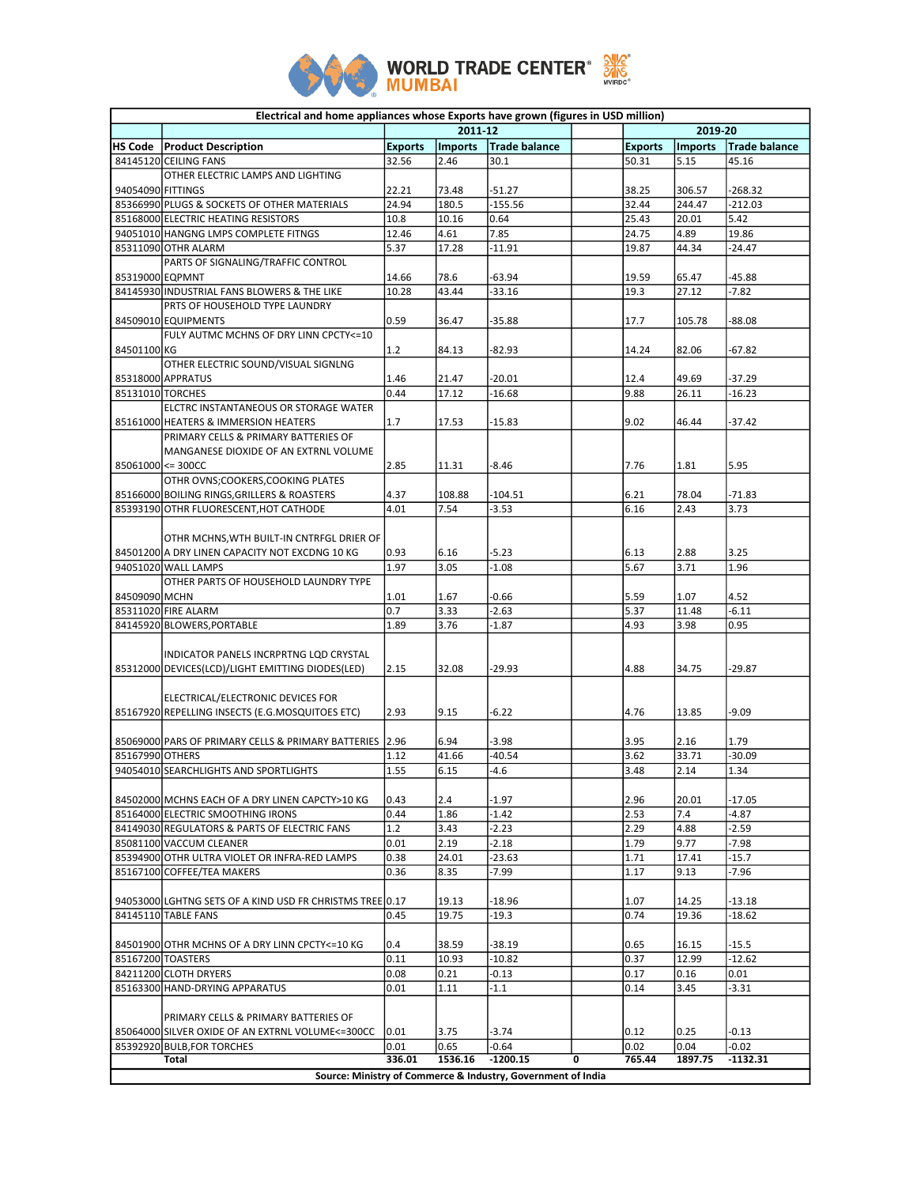**WORLD TRADE CENTER® MUMBAI**

| Electrical and home appliances whose Exports have grown (figures in USD million) | | | | | | | | |
|---|---|---|---|---|---|---|---|---|
| | | 2011-12 | | | | 2019-20 | | |
| HS Code | Product Description | Exports | Imports | Trade balance | | Exports | Imports | Trade balance |
| 84145120 | CEILING FANS | 32.56 | 2.46 | 30.1 | | 50.31 | 5.15 | 45.16 |
| 94054090 | OTHER ELECTRIC LAMPS AND LIGHTING FITTINGS | 22.21 | 73.48 | -51.27 | | 38.25 | 306.57 | -268.32 |
| 85366990 | PLUGS & SOCKETS OF OTHER MATERIALS | 24.94 | 180.5 | -155.56 | | 32.44 | 244.47 | -212.03 |
| 85168000 | ELECTRIC HEATING RESISTORS | 10.8 | 10.16 | 0.64 | | 25.43 | 20.01 | 5.42 |
| 94051010 | HANGNG LMPS COMPLETE FITNGS | 12.46 | 4.61 | 7.85 | | 24.75 | 4.89 | 19.86 |
| 85311090 | OTHR ALARM | 5.37 | 17.28 | -11.91 | | 19.87 | 44.34 | -24.47 |
| 85319000 | PARTS OF SIGNALING/TRAFFIC CONTROL EQPMNT | 14.66 | 78.6 | -63.94 | | 19.59 | 65.47 | -45.88 |
| 84145930 | INDUSTRIAL FANS BLOWERS & THE LIKE | 10.28 | 43.44 | -33.16 | | 19.3 | 27.12 | -7.82 |
| 84509010 | PRTS OF HOUSEHOLD TYPE LAUNDRY EQUIPMENTS | 0.59 | 36.47 | -35.88 | | 17.7 | 105.78 | -88.08 |
| 84501100 | FULY AUTMC MCHNS OF DRY LINN CPCTY<=10 KG | 1.2 | 84.13 | -82.93 | | 14.24 | 82.06 | -67.82 |
| 85318000 | OTHER ELECTRIC SOUND/VISUAL SIGNLNG APPRATUS | 1.46 | 21.47 | -20.01 | | 12.4 | 49.69 | -37.29 |
| 85131010 | TORCHES | 0.44 | 17.12 | -16.68 | | 9.88 | 26.11 | -16.23 |
| 85161000 | ELCTRC INSTANTANEOUS OR STORAGE WATER HEATERS & IMMERSION HEATERS | 1.7 | 17.53 | -15.83 | | 9.02 | 46.44 | -37.42 |
| 85061000 | PRIMARY CELLS & PRIMARY BATTERIES OF MANGANESE DIOXIDE OF AN EXTRNL VOLUME <= 300CC | 2.85 | 11.31 | -8.46 | | 7.76 | 1.81 | 5.95 |
| 85166000 | OTHR OVNS;COOKERS,COOKING PLATES BOILING RINGS,GRILLERS & ROASTERS | 4.37 | 108.88 | -104.51 | | 6.21 | 78.04 | -71.83 |
| 85393190 | OTHR FLUORESCENT,HOT CATHODE | 4.01 | 7.54 | -3.53 | | 6.16 | 2.43 | 3.73 |
| 84501200 | OTHR MCHNS,WTH BUILT-IN CNTRFGL DRIER OF A DRY LINEN CAPACITY NOT EXCDNG 10 KG | 0.93 | 6.16 | -5.23 | | 6.13 | 2.88 | 3.25 |
| 94051020 | WALL LAMPS | 1.97 | 3.05 | -1.08 | | 5.67 | 3.71 | 1.96 |
| 84509090 | OTHER PARTS OF HOUSEHOLD LAUNDRY TYPE MCHN | 1.01 | 1.67 | -0.66 | | 5.59 | 1.07 | 4.52 |
| 85311020 | FIRE ALARM | 0.7 | 3.33 | -2.63 | | 5.37 | 11.48 | -6.11 |
| 84145920 | BLOWERS,PORTABLE | 1.89 | 3.76 | -1.87 | | 4.93 | 3.98 | 0.95 |
| 85312000 | INDICATOR PANELS INCRPRTNG LQD CRYSTAL DEVICES(LCD)/LIGHT EMITTING DIODES(LED) | 2.15 | 32.08 | -29.93 | | 4.88 | 34.75 | -29.87 |
| 85167920 | ELECTRICAL/ELECTRONIC DEVICES FOR REPELLING INSECTS (E.G.MOSQUITOES ETC) | 2.93 | 9.15 | -6.22 | | 4.76 | 13.85 | -9.09 |
| 85069000 | PARS OF PRIMARY CELLS & PRIMARY BATTERIES | 2.96 | 6.94 | -3.98 | | 3.95 | 2.16 | 1.79 |
| 85167990 | OTHERS | 1.12 | 41.66 | -40.54 | | 3.62 | 33.71 | -30.09 |
| 94054010 | SEARCHLIGHTS AND SPORTLIGHTS | 1.55 | 6.15 | -4.6 | | 3.48 | 2.14 | 1.34 |
| 84502000 | MCHNS EACH OF A DRY LINEN CAPCTY>10 KG | 0.43 | 2.4 | -1.97 | | 2.96 | 20.01 | -17.05 |
| 85164000 | ELECTRIC SMOOTHING IRONS | 0.44 | 1.86 | -1.42 | | 2.53 | 7.4 | -4.87 |
| 84149030 | REGULATORS & PARTS OF ELECTRIC FANS | 1.2 | 3.43 | -2.23 | | 2.29 | 4.88 | -2.59 |
| 85081100 | VACCUM CLEANER | 0.01 | 2.19 | -2.18 | | 1.79 | 9.77 | -7.98 |
| 85394900 | OTHR ULTRA VIOLET OR INFRA-RED LAMPS | 0.38 | 24.01 | -23.63 | | 1.71 | 17.41 | -15.7 |
| 85167100 | COFFEE/TEA MAKERS | 0.36 | 8.35 | -7.99 | | 1.17 | 9.13 | -7.96 |
| 94053000 | LGHTNG SETS OF A KIND USD FR CHRISTMS TREE | 0.17 | 19.13 | -18.96 | | 1.07 | 14.25 | -13.18 |
| 84145110 | TABLE FANS | 0.45 | 19.75 | -19.3 | | 0.74 | 19.36 | -18.62 |
| 84501900 | OTHR MCHNS OF A DRY LINN CPCTY<=10 KG | 0.4 | 38.59 | -38.19 | | 0.65 | 16.15 | -15.5 |
| 85167200 | TOASTERS | 0.11 | 10.93 | -10.82 | | 0.37 | 12.99 | -12.62 |
| 84211200 | CLOTH DRYERS | 0.08 | 0.21 | -0.13 | | 0.17 | 0.16 | 0.01 |
| 85163300 | HAND-DRYING APPARATUS | 0.01 | 1.11 | -1.1 | | 0.14 | 3.45 | -3.31 |
| 85064000 | PRIMARY CELLS & PRIMARY BATTERIES OF SILVER OXIDE OF AN EXTRNL VOLUME<=300CC | 0.01 | 3.75 | -3.74 | | 0.12 | 0.25 | -0.13 |
| 85392920 | BULB,FOR TORCHES | 0.01 | 0.65 | -0.64 | | 0.02 | 0.04 | -0.02 |
| | **Total** | **336.01** | **1536.16** | **-1200.15** | **0** | **765.44** | **1897.75** | **-1132.31** |
| **Source: Ministry of Commerce & Industry, Government of India** | | | | | | | | |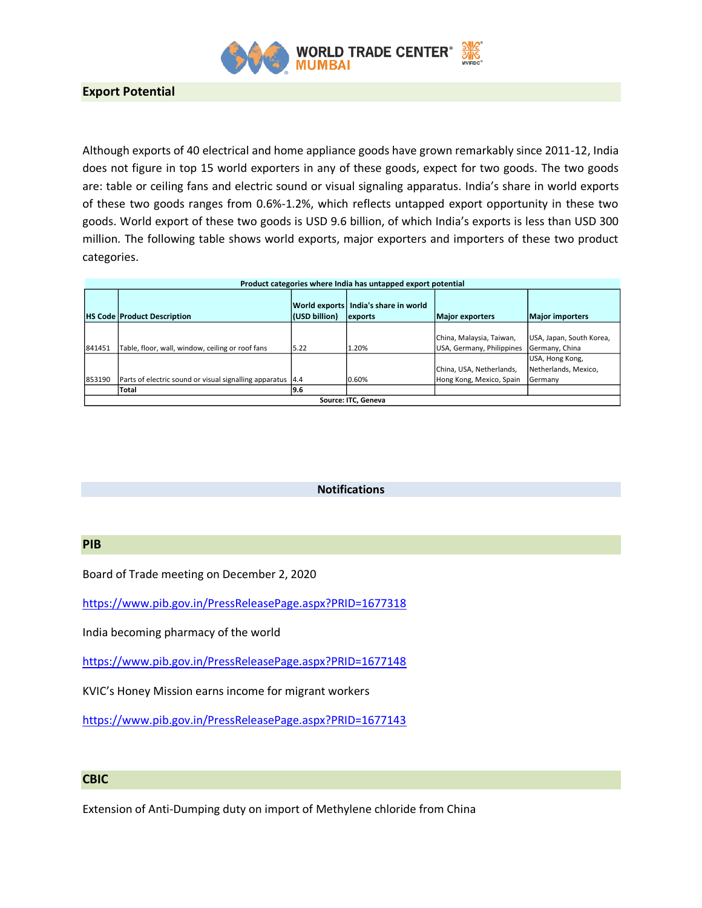## Export Potential

Although exports of 40 electrical and home appliance goods have grown remarkably since 2011-12, India does not figure in top 15 world exporters in any of these goods, expect for two goods. The two goods are: table or ceiling fans and electric sound or visual signaling apparatus. India's share in world exports of these two goods ranges from 0.6%-1.2%, which reflects untapped export opportunity in these two goods. World export of these two goods is USD 9.6 billion, of which India's exports is less than USD 300 million. The following table shows world exports, major exporters and importers of these two product categories.

**Product categories where India has untapped export potential**

| HS Code | Product Description | World exports (USD billion) | India's share in world exports | Major exporters | Major importers |
|---|---|---|---|---|---|
| 841451 | Table, floor, wall, window, ceiling or roof fans | 5.22 | 1.20% | China, Malaysia, Taiwan, USA, Germany, Philippines | USA, Japan, South Korea, Germany, China |
| 853190 | Parts of electric sound or visual signalling apparatus | 4.4 | 0.60% | China, USA, Netherlands, Hong Kong, Mexico, Spain | USA, Hong Kong, Netherlands, Mexico, Germany |
| | **Total** | **9.6** | | | |

Source: ITC, Geneva

## Notifications

### PIB

Board of Trade meeting on December 2, 2020

https://www.pib.gov.in/PressReleasePage.aspx?PRID=1677318

India becoming pharmacy of the world

https://www.pib.gov.in/PressReleasePage.aspx?PRID=1677148

KVIC's Honey Mission earns income for migrant workers

https://www.pib.gov.in/PressReleasePage.aspx?PRID=1677143

### CBIC

Extension of Anti-Dumping duty on import of Methylene chloride from China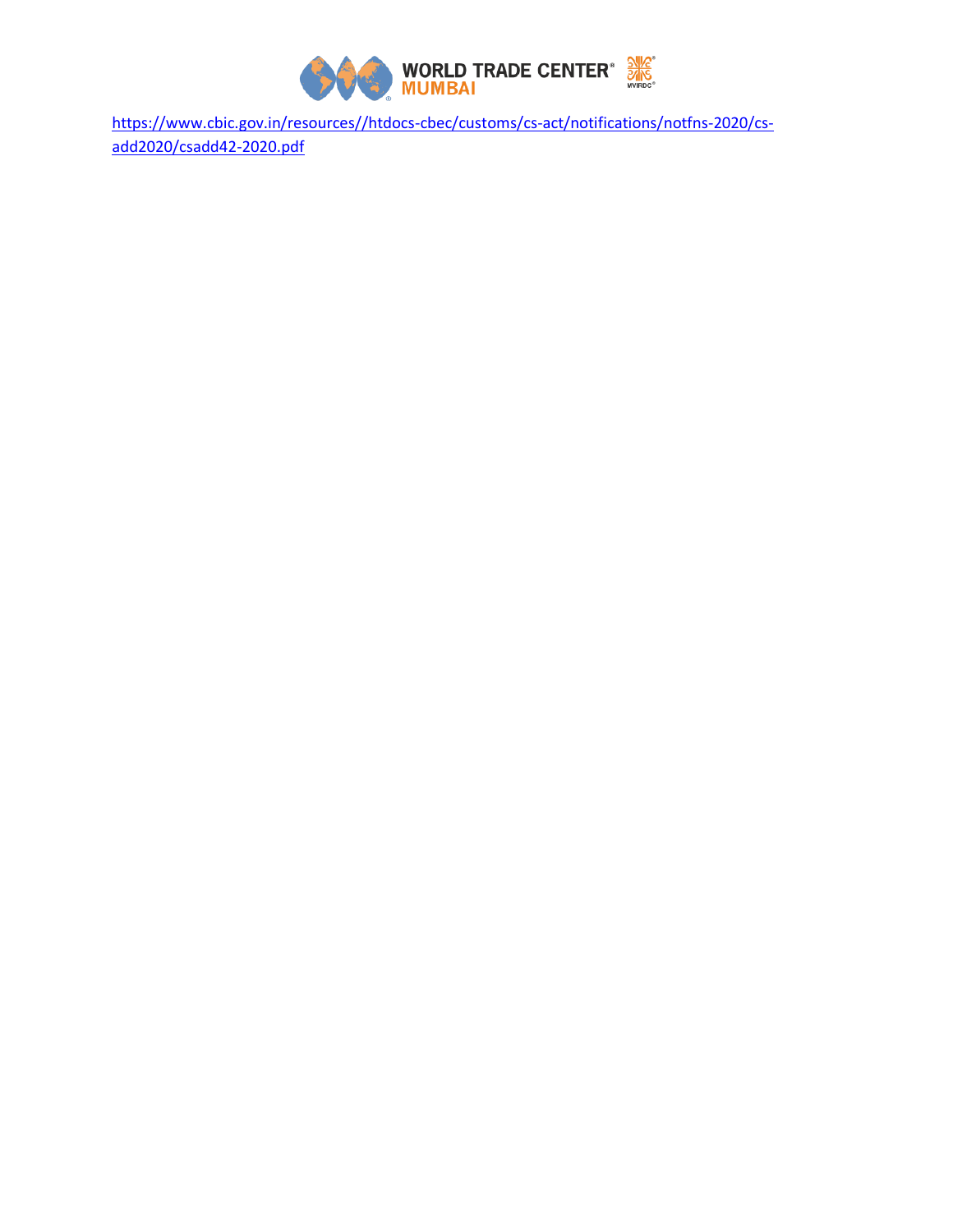https://www.cbic.gov.in/resources//htdocs-cbec/customs/cs-act/notifications/notfns-2020/cs-add2020/csadd42-2020.pdf